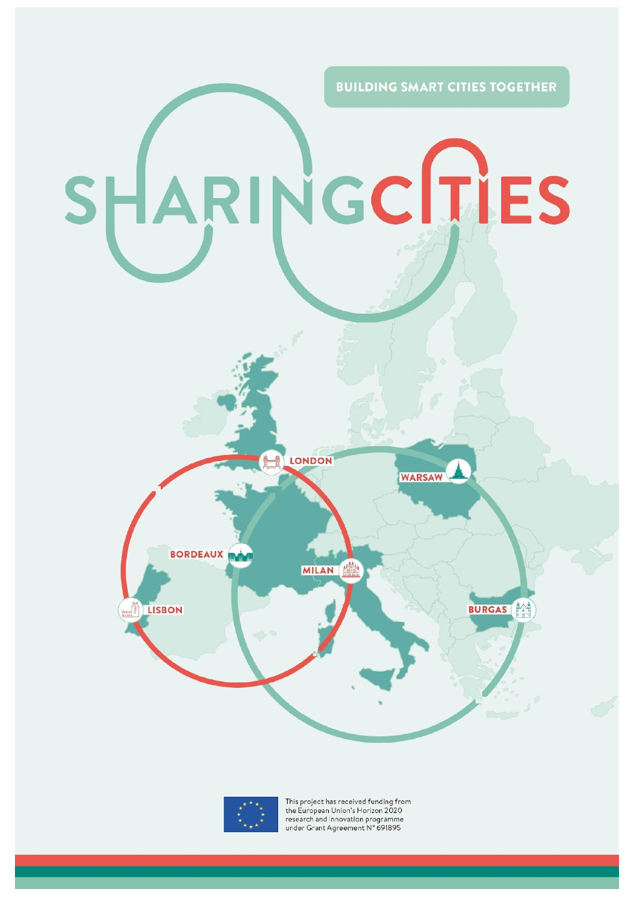BUILDING SMART CITIES TOGETHER

# SHARINGCITIES

LONDON

WARSAW

BORDEAUX

MILAN

LISBON

BURGAS

This project has received funding from the European Union's Horizon 2020 research and innovation programme under Grant Agreement N° 691895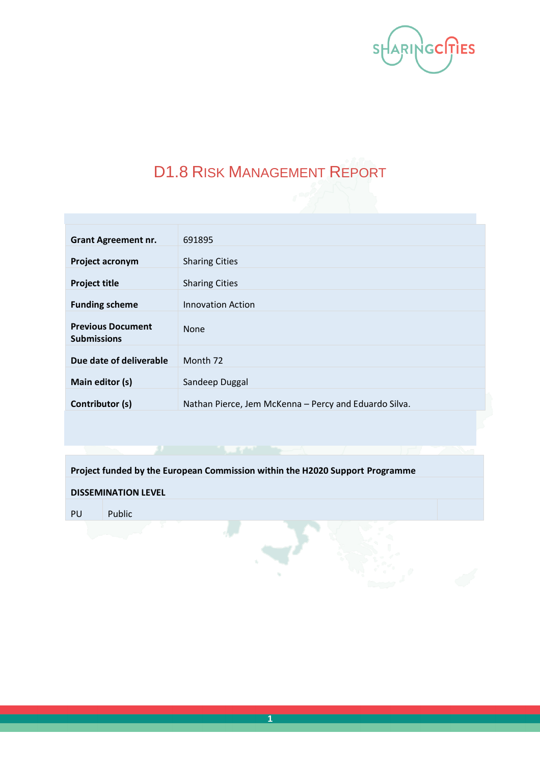# D1.8 Risk Management Report

| | |
|---|---|
| **Grant Agreement nr.** | 691895 |
| **Project acronym** | Sharing Cities |
| **Project title** | Sharing Cities |
| **Funding scheme** | Innovation Action |
| **Previous Document Submissions** | None |
| **Due date of deliverable** | Month 72 |
| **Main editor (s)** | Sandeep Duggal |
| **Contributor (s)** | Nathan Pierce, Jem McKenna – Percy and Eduardo Silva. |

| | | |
|---|---|---|
| **Project funded by the European Commission within the H2020 Support Programme** | | |
| **DISSEMINATION LEVEL** | | |
| PU | Public | |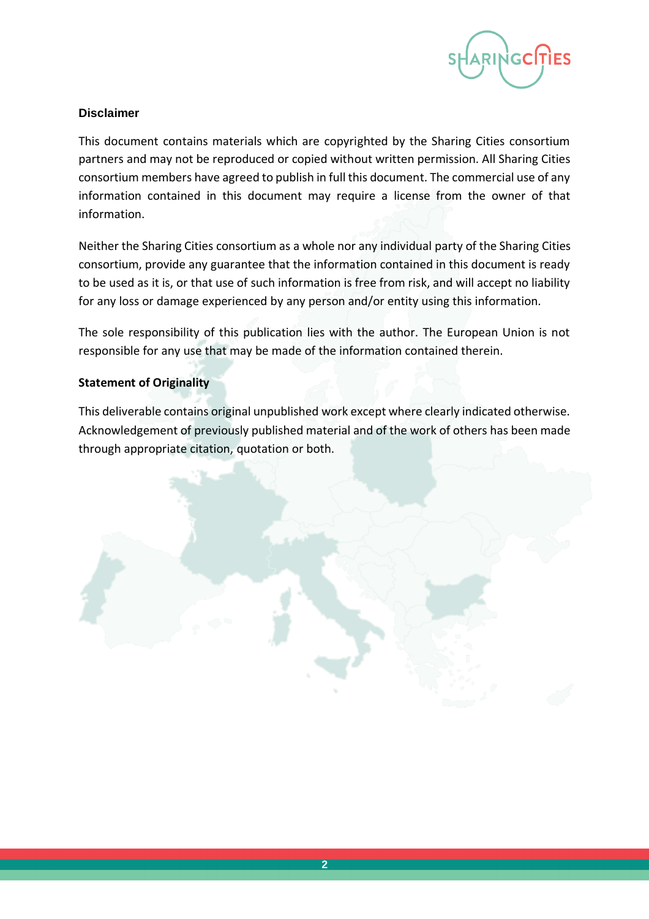## Disclaimer

This document contains materials which are copyrighted by the Sharing Cities consortium partners and may not be reproduced or copied without written permission. All Sharing Cities consortium members have agreed to publish in full this document. The commercial use of any information contained in this document may require a license from the owner of that information.

Neither the Sharing Cities consortium as a whole nor any individual party of the Sharing Cities consortium, provide any guarantee that the information contained in this document is ready to be used as it is, or that use of such information is free from risk, and will accept no liability for any loss or damage experienced by any person and/or entity using this information.

The sole responsibility of this publication lies with the author. The European Union is not responsible for any use that may be made of the information contained therein.

## Statement of Originality

This deliverable contains original unpublished work except where clearly indicated otherwise. Acknowledgement of previously published material and of the work of others has been made through appropriate citation, quotation or both.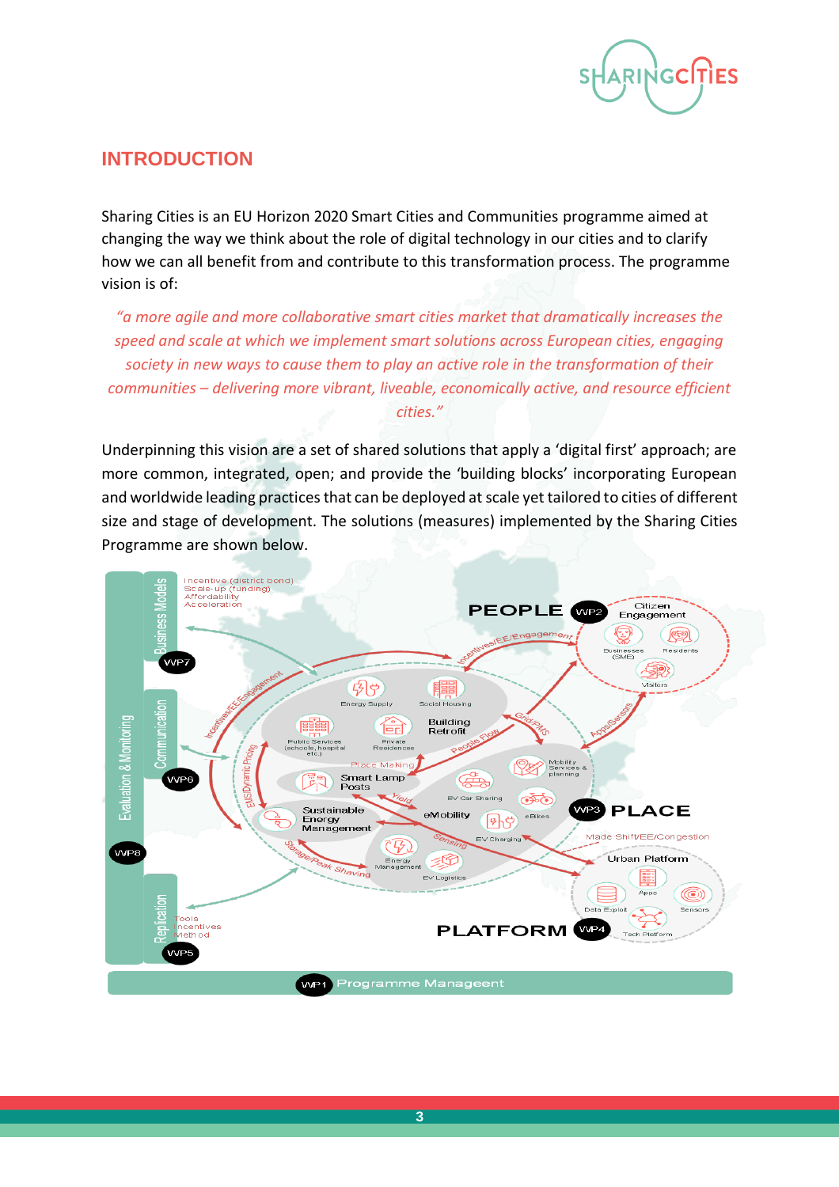## INTRODUCTION

Sharing Cities is an EU Horizon 2020 Smart Cities and Communities programme aimed at changing the way we think about the role of digital technology in our cities and to clarify how we can all benefit from and contribute to this transformation process. The programme vision is of:

*"a more agile and more collaborative smart cities market that dramatically increases the speed and scale at which we implement smart solutions across European cities, engaging society in new ways to cause them to play an active role in the transformation of their communities – delivering more vibrant, liveable, economically active, and resource efficient cities."*

Underpinning this vision are a set of shared solutions that apply a 'digital first' approach; are more common, integrated, open; and provide the 'building blocks' incorporating European and worldwide leading practices that can be deployed at scale yet tailored to cities of different size and stage of development. The solutions (measures) implemented by the Sharing Cities Programme are shown below.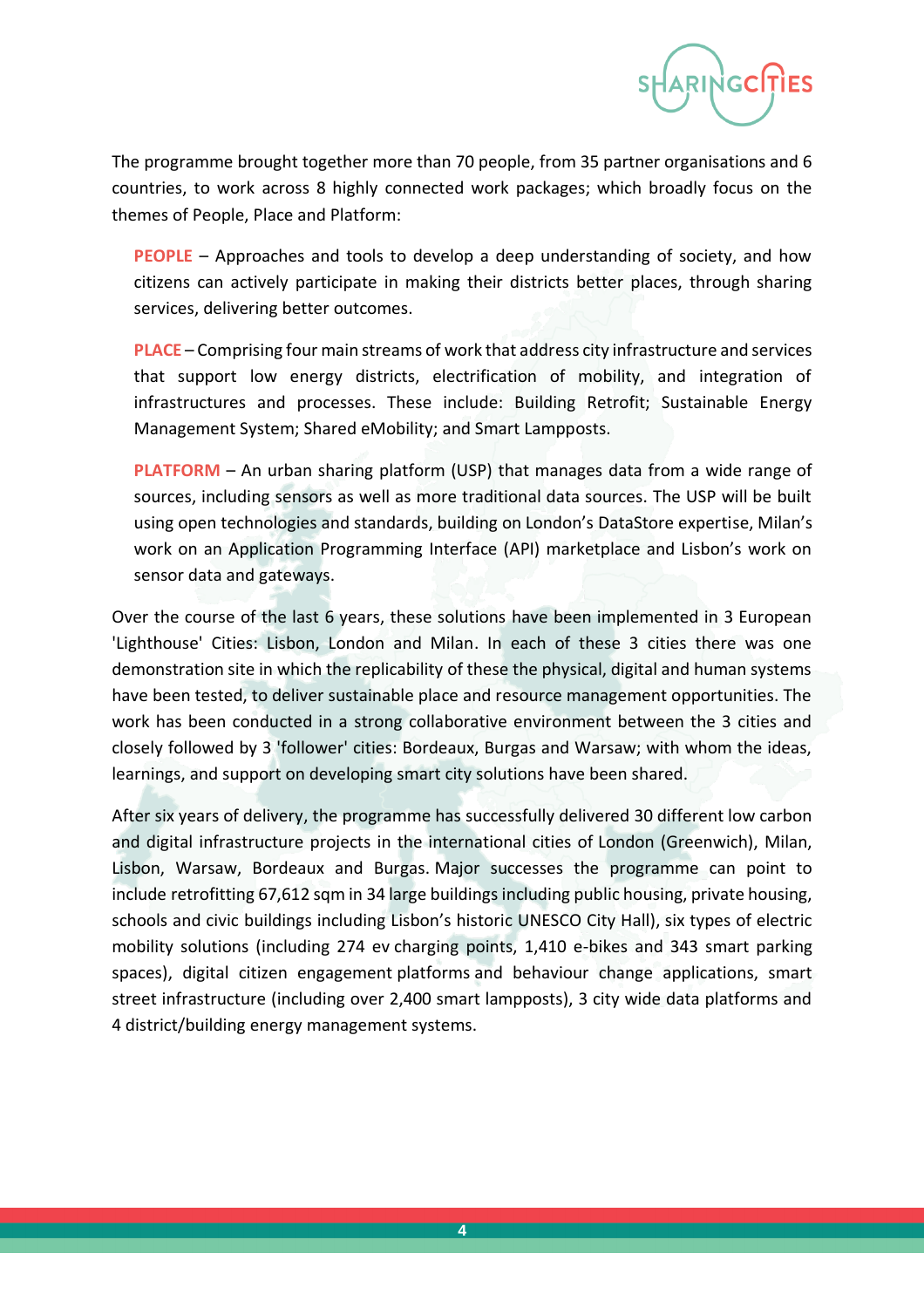The programme brought together more than 70 people, from 35 partner organisations and 6 countries, to work across 8 highly connected work packages; which broadly focus on the themes of People, Place and Platform:

**PEOPLE** – Approaches and tools to develop a deep understanding of society, and how citizens can actively participate in making their districts better places, through sharing services, delivering better outcomes.

**PLACE** – Comprising four main streams of work that address city infrastructure and services that support low energy districts, electrification of mobility, and integration of infrastructures and processes. These include: Building Retrofit; Sustainable Energy Management System; Shared eMobility; and Smart Lampposts.

**PLATFORM** – An urban sharing platform (USP) that manages data from a wide range of sources, including sensors as well as more traditional data sources. The USP will be built using open technologies and standards, building on London's DataStore expertise, Milan's work on an Application Programming Interface (API) marketplace and Lisbon's work on sensor data and gateways.

Over the course of the last 6 years, these solutions have been implemented in 3 European 'Lighthouse' Cities: Lisbon, London and Milan. In each of these 3 cities there was one demonstration site in which the replicability of these the physical, digital and human systems have been tested, to deliver sustainable place and resource management opportunities. The work has been conducted in a strong collaborative environment between the 3 cities and closely followed by 3 'follower' cities: Bordeaux, Burgas and Warsaw; with whom the ideas, learnings, and support on developing smart city solutions have been shared.

After six years of delivery, the programme has successfully delivered 30 different low carbon and digital infrastructure projects in the international cities of London (Greenwich), Milan, Lisbon, Warsaw, Bordeaux and Burgas. Major successes the programme can point to include retrofitting 67,612 sqm in 34 large buildings including public housing, private housing, schools and civic buildings including Lisbon's historic UNESCO City Hall), six types of electric mobility solutions (including 274 ev charging points, 1,410 e-bikes and 343 smart parking spaces), digital citizen engagement platforms and behaviour change applications, smart street infrastructure (including over 2,400 smart lampposts), 3 city wide data platforms and 4 district/building energy management systems.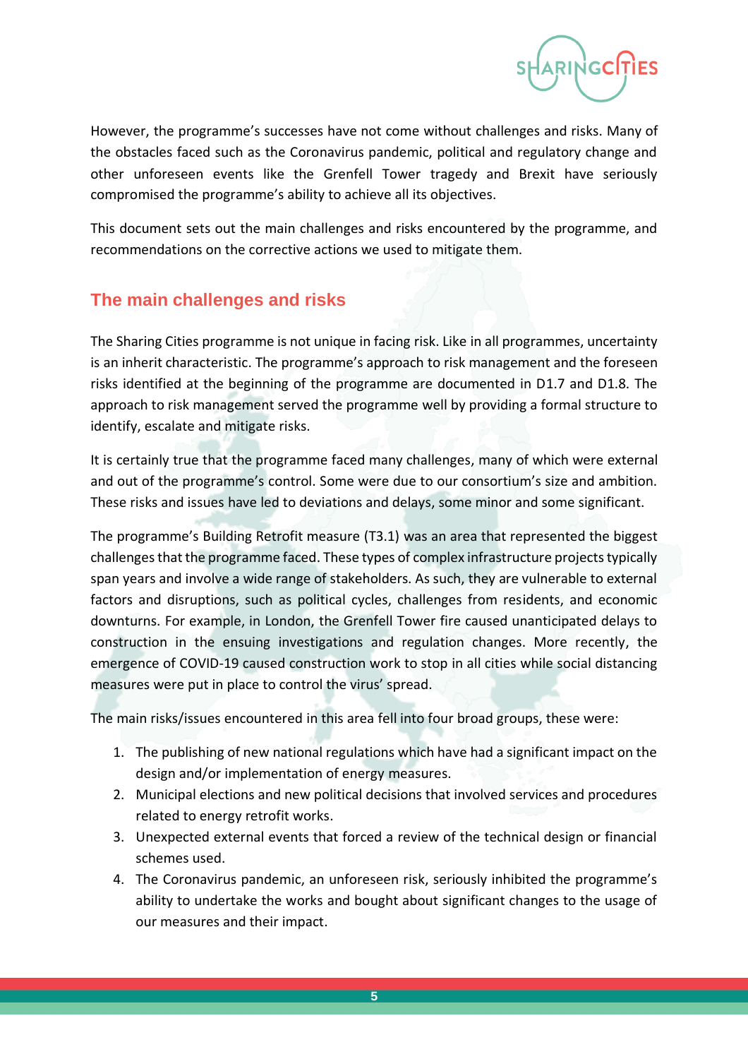However, the programme's successes have not come without challenges and risks. Many of the obstacles faced such as the Coronavirus pandemic, political and regulatory change and other unforeseen events like the Grenfell Tower tragedy and Brexit have seriously compromised the programme's ability to achieve all its objectives.

This document sets out the main challenges and risks encountered by the programme, and recommendations on the corrective actions we used to mitigate them.

## The main challenges and risks

The Sharing Cities programme is not unique in facing risk. Like in all programmes, uncertainty is an inherit characteristic. The programme's approach to risk management and the foreseen risks identified at the beginning of the programme are documented in D1.7 and D1.8. The approach to risk management served the programme well by providing a formal structure to identify, escalate and mitigate risks.

It is certainly true that the programme faced many challenges, many of which were external and out of the programme's control. Some were due to our consortium's size and ambition. These risks and issues have led to deviations and delays, some minor and some significant.

The programme's Building Retrofit measure (T3.1) was an area that represented the biggest challenges that the programme faced. These types of complex infrastructure projects typically span years and involve a wide range of stakeholders. As such, they are vulnerable to external factors and disruptions, such as political cycles, challenges from residents, and economic downturns. For example, in London, the Grenfell Tower fire caused unanticipated delays to construction in the ensuing investigations and regulation changes. More recently, the emergence of COVID-19 caused construction work to stop in all cities while social distancing measures were put in place to control the virus' spread.

The main risks/issues encountered in this area fell into four broad groups, these were:

1. The publishing of new national regulations which have had a significant impact on the design and/or implementation of energy measures.
2. Municipal elections and new political decisions that involved services and procedures related to energy retrofit works.
3. Unexpected external events that forced a review of the technical design or financial schemes used.
4. The Coronavirus pandemic, an unforeseen risk, seriously inhibited the programme's ability to undertake the works and bought about significant changes to the usage of our measures and their impact.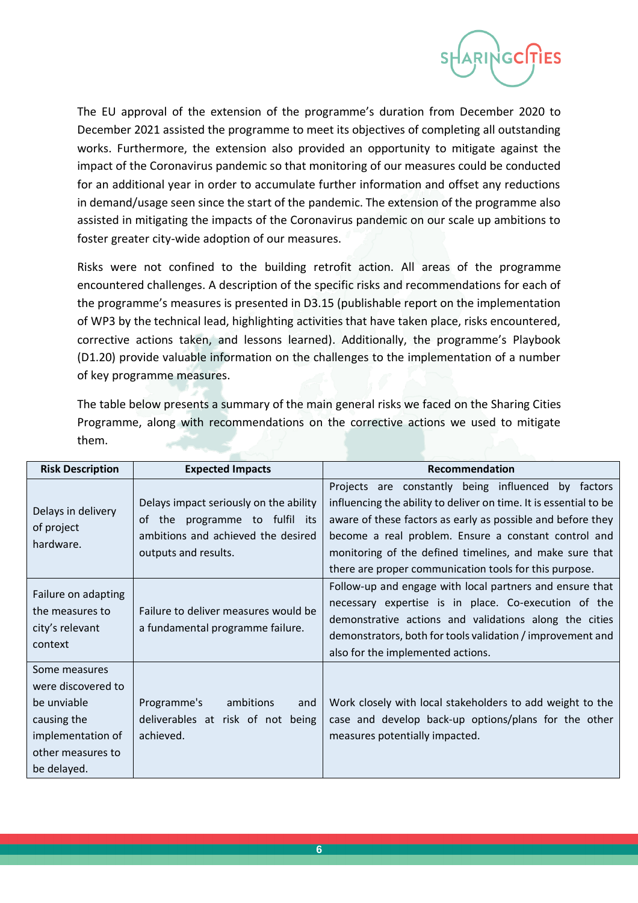The EU approval of the extension of the programme's duration from December 2020 to December 2021 assisted the programme to meet its objectives of completing all outstanding works. Furthermore, the extension also provided an opportunity to mitigate against the impact of the Coronavirus pandemic so that monitoring of our measures could be conducted for an additional year in order to accumulate further information and offset any reductions in demand/usage seen since the start of the pandemic. The extension of the programme also assisted in mitigating the impacts of the Coronavirus pandemic on our scale up ambitions to foster greater city-wide adoption of our measures.

Risks were not confined to the building retrofit action. All areas of the programme encountered challenges. A description of the specific risks and recommendations for each of the programme's measures is presented in D3.15 (publishable report on the implementation of WP3 by the technical lead, highlighting activities that have taken place, risks encountered, corrective actions taken, and lessons learned). Additionally, the programme's Playbook (D1.20) provide valuable information on the challenges to the implementation of a number of key programme measures.

The table below presents a summary of the main general risks we faced on the Sharing Cities Programme, along with recommendations on the corrective actions we used to mitigate them.

| Risk Description | Expected Impacts | Recommendation |
|---|---|---|
| Delays in delivery of project hardware. | Delays impact seriously on the ability of the programme to fulfil its ambitions and achieved the desired outputs and results. | Projects are constantly being influenced by factors influencing the ability to deliver on time. It is essential to be aware of these factors as early as possible and before they become a real problem. Ensure a constant control and monitoring of the defined timelines, and make sure that there are proper communication tools for this purpose. |
| Failure on adapting the measures to city's relevant context | Failure to deliver measures would be a fundamental programme failure. | Follow-up and engage with local partners and ensure that necessary expertise is in place. Co-execution of the demonstrative actions and validations along the cities demonstrators, both for tools validation / improvement and also for the implemented actions. |
| Some measures were discovered to be unviable causing the implementation of other measures to be delayed. | Programme's ambitions and deliverables at risk of not being achieved. | Work closely with local stakeholders to add weight to the case and develop back-up options/plans for the other measures potentially impacted. |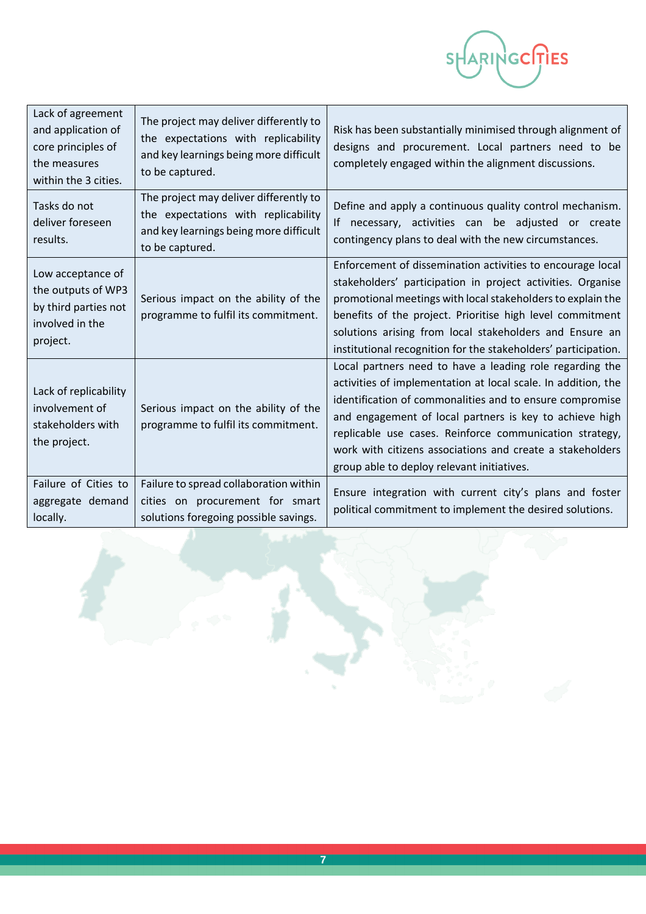| | | |
|---|---|---|
| Lack of agreement and application of core principles of the measures within the 3 cities. | The project may deliver differently to the expectations with replicability and key learnings being more difficult to be captured. | Risk has been substantially minimised through alignment of designs and procurement. Local partners need to be completely engaged within the alignment discussions. |
| Tasks do not deliver foreseen results. | The project may deliver differently to the expectations with replicability and key learnings being more difficult to be captured. | Define and apply a continuous quality control mechanism. If necessary, activities can be adjusted or create contingency plans to deal with the new circumstances. |
| Low acceptance of the outputs of WP3 by third parties not involved in the project. | Serious impact on the ability of the programme to fulfil its commitment. | Enforcement of dissemination activities to encourage local stakeholders' participation in project activities. Organise promotional meetings with local stakeholders to explain the benefits of the project. Prioritise high level commitment solutions arising from local stakeholders and Ensure an institutional recognition for the stakeholders' participation. |
| Lack of replicability involvement of stakeholders with the project. | Serious impact on the ability of the programme to fulfil its commitment. | Local partners need to have a leading role regarding the activities of implementation at local scale. In addition, the identification of commonalities and to ensure compromise and engagement of local partners is key to achieve high replicable use cases. Reinforce communication strategy, work with citizens associations and create a stakeholders group able to deploy relevant initiatives. |
| Failure of Cities to aggregate demand locally. | Failure to spread collaboration within cities on procurement for smart solutions foregoing possible savings. | Ensure integration with current city's plans and foster political commitment to implement the desired solutions. |